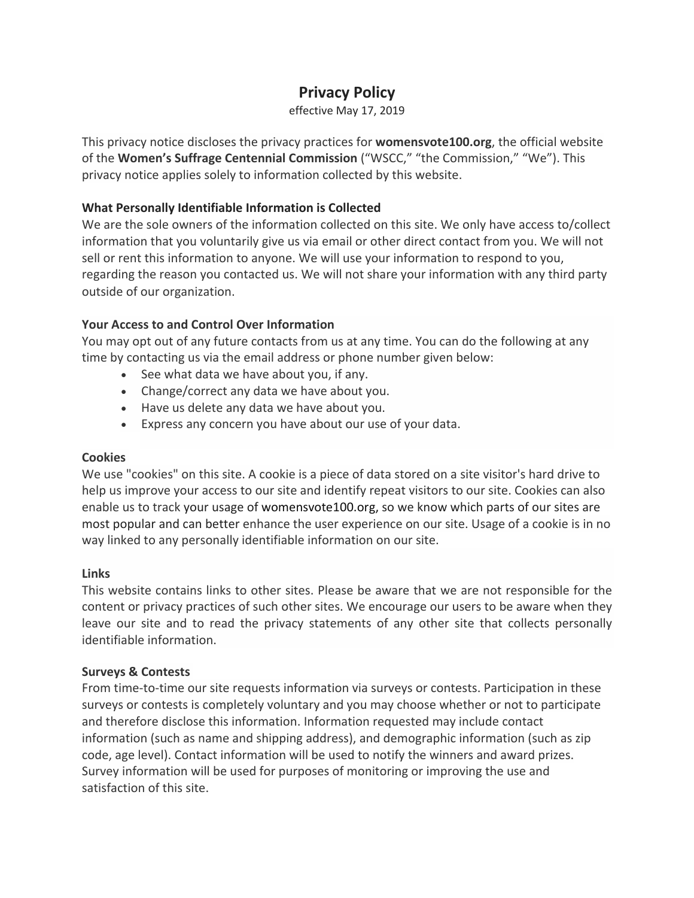# Privacy Policy

effective May 17, 2019

This privacy notice discloses the privacy practices for **womensvote100.org**, the official website of the **Women's Suffrage Centennial Commission** ("WSCC," "the Commission," "We"). This privacy notice applies solely to information collected by this website.

### What Personally Identifiable Information is Collected

We are the sole owners of the information collected on this site. We only have access to/collect information that you voluntarily give us via email or other direct contact from you. We will not sell or rent this information to anyone. We will use your information to respond to you, regarding the reason you contacted us. We will not share your information with any third party outside of our organization.

### Your Access to and Control Over Information

You may opt out of any future contacts from us at any time. You can do the following at any time by contacting us via the email address or phone number given below:

- See what data we have about you, if any.
- Change/correct any data we have about you.
- Have us delete any data we have about you.
- Express any concern you have about our use of your data.

### Cookies

We use "cookies" on this site. A cookie is a piece of data stored on a site visitor's hard drive to help us improve your access to our site and identify repeat visitors to our site. Cookies can also enable us to track your usage of womensvote100.org, so we know which parts of our sites are most popular and can better enhance the user experience on our site. Usage of a cookie is in no way linked to any personally identifiable information on our site.

### Links

This website contains links to other sites. Please be aware that we are not responsible for the content or privacy practices of such other sites. We encourage our users to be aware when they leave our site and to read the privacy statements of any other site that collects personally identifiable information.

### Surveys & Contests

From time-to-time our site requests information via surveys or contests. Participation in these surveys or contests is completely voluntary and you may choose whether or not to participate and therefore disclose this information. Information requested may include contact information (such as name and shipping address), and demographic information (such as zip code, age level). Contact information will be used to notify the winners and award prizes. Survey information will be used for purposes of monitoring or improving the use and satisfaction of this site.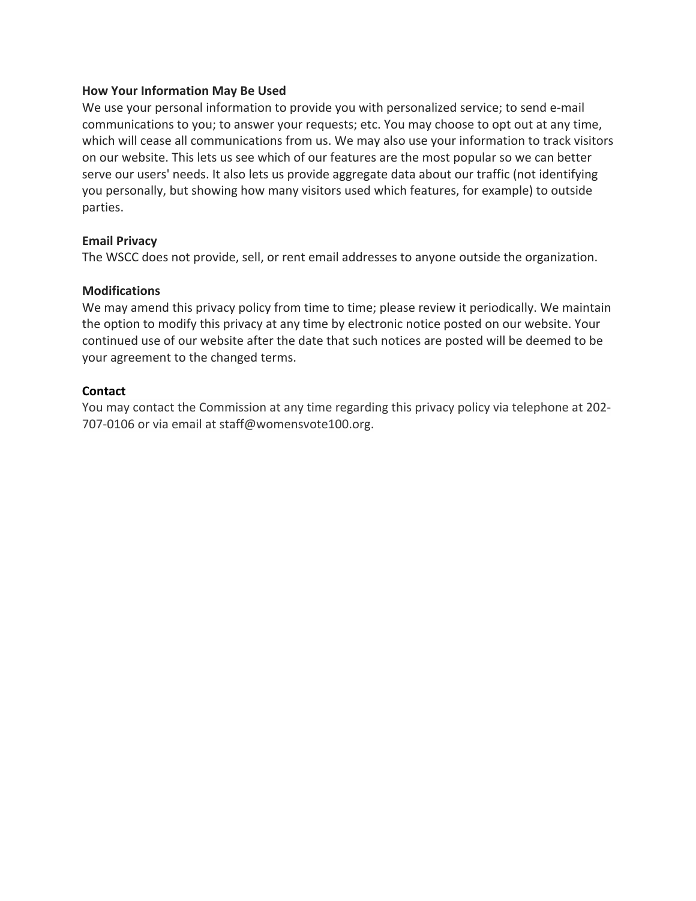**How Your Information May Be Used**

We use your personal information to provide you with personalized service; to send e-mail communications to you; to answer your requests; etc. You may choose to opt out at any time, which will cease all communications from us. We may also use your information to track visitors on our website. This lets us see which of our features are the most popular so we can better serve our users' needs. It also lets us provide aggregate data about our traffic (not identifying you personally, but showing how many visitors used which features, for example) to outside parties.

**Email Privacy**

The WSCC does not provide, sell, or rent email addresses to anyone outside the organization.

**Modifications**

We may amend this privacy policy from time to time; please review it periodically. We maintain the option to modify this privacy at any time by electronic notice posted on our website. Your continued use of our website after the date that such notices are posted will be deemed to be your agreement to the changed terms.

**Contact**

You may contact the Commission at any time regarding this privacy policy via telephone at 202-707-0106 or via email at staff@womensvote100.org.